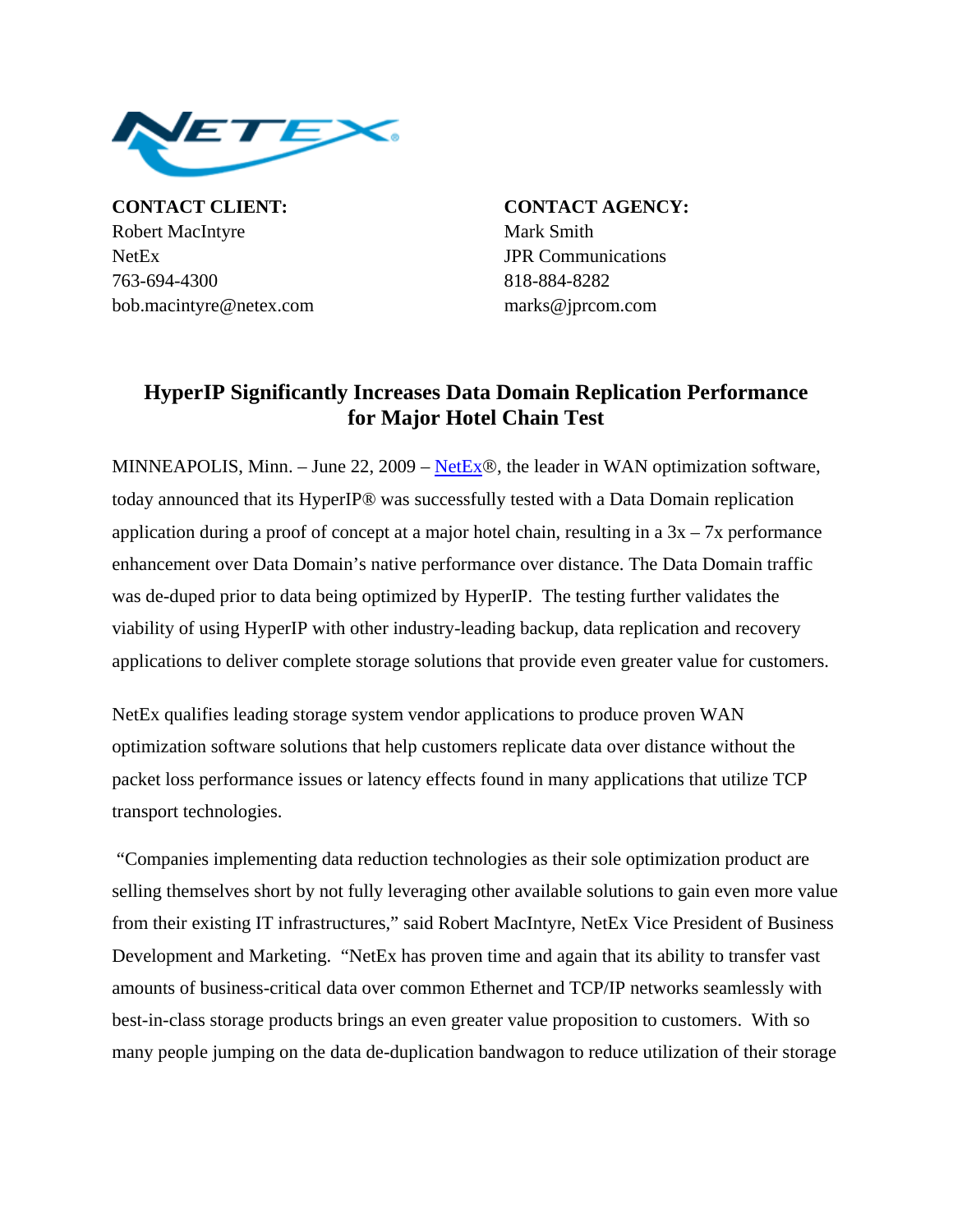**CONTACT CLIENT:**
Robert MacIntyre
NetEx
763-694-4300
bob.macintyre@netex.com

**CONTACT AGENCY:**
Mark Smith
JPR Communications
818-884-8282
marks@jprcom.com

## HyperIP Significantly Increases Data Domain Replication Performance for Major Hotel Chain Test

MINNEAPOLIS, Minn. – June 22, 2009 – NetEx®, the leader in WAN optimization software, today announced that its HyperIP® was successfully tested with a Data Domain replication application during a proof of concept at a major hotel chain, resulting in a 3x – 7x performance enhancement over Data Domain's native performance over distance. The Data Domain traffic was de-duped prior to data being optimized by HyperIP. The testing further validates the viability of using HyperIP with other industry-leading backup, data replication and recovery applications to deliver complete storage solutions that provide even greater value for customers.

NetEx qualifies leading storage system vendor applications to produce proven WAN optimization software solutions that help customers replicate data over distance without the packet loss performance issues or latency effects found in many applications that utilize TCP transport technologies.

"Companies implementing data reduction technologies as their sole optimization product are selling themselves short by not fully leveraging other available solutions to gain even more value from their existing IT infrastructures," said Robert MacIntyre, NetEx Vice President of Business Development and Marketing. "NetEx has proven time and again that its ability to transfer vast amounts of business-critical data over common Ethernet and TCP/IP networks seamlessly with best-in-class storage products brings an even greater value proposition to customers. With so many people jumping on the data de-duplication bandwagon to reduce utilization of their storage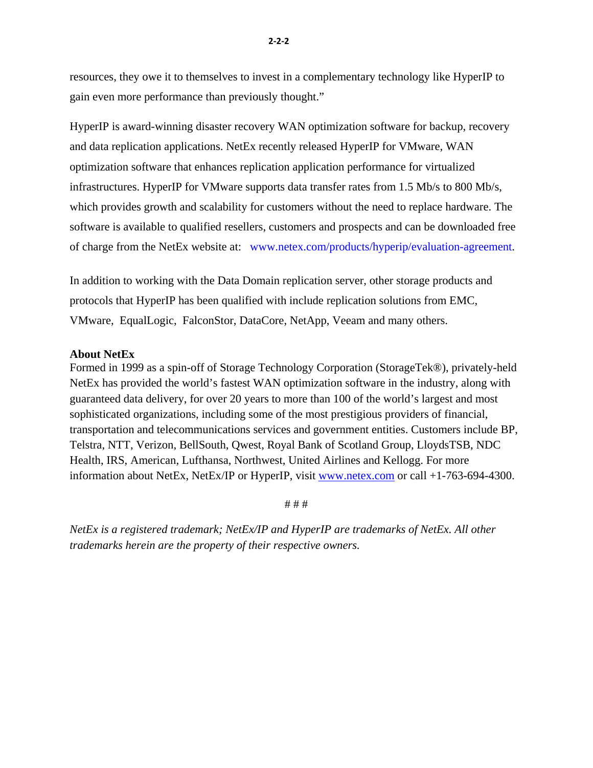resources, they owe it to themselves to invest in a complementary technology like HyperIP to gain even more performance than previously thought."

HyperIP is award-winning disaster recovery WAN optimization software for backup, recovery and data replication applications. NetEx recently released HyperIP for VMware, WAN optimization software that enhances replication application performance for virtualized infrastructures. HyperIP for VMware supports data transfer rates from 1.5 Mb/s to 800 Mb/s, which provides growth and scalability for customers without the need to replace hardware. The software is available to qualified resellers, customers and prospects and can be downloaded free of charge from the NetEx website at: www.netex.com/products/hyperip/evaluation-agreement.

In addition to working with the Data Domain replication server, other storage products and protocols that HyperIP has been qualified with include replication solutions from EMC, VMware, EqualLogic, FalconStor, DataCore, NetApp, Veeam and many others.

**About NetEx**

Formed in 1999 as a spin-off of Storage Technology Corporation (StorageTek®), privately-held NetEx has provided the world's fastest WAN optimization software in the industry, along with guaranteed data delivery, for over 20 years to more than 100 of the world's largest and most sophisticated organizations, including some of the most prestigious providers of financial, transportation and telecommunications services and government entities. Customers include BP, Telstra, NTT, Verizon, BellSouth, Qwest, Royal Bank of Scotland Group, LloydsTSB, NDC Health, IRS, American, Lufthansa, Northwest, United Airlines and Kellogg. For more information about NetEx, NetEx/IP or HyperIP, visit www.netex.com or call +1-763-694-4300.

# # #

*NetEx is a registered trademark; NetEx/IP and HyperIP are trademarks of NetEx. All other trademarks herein are the property of their respective owners.*